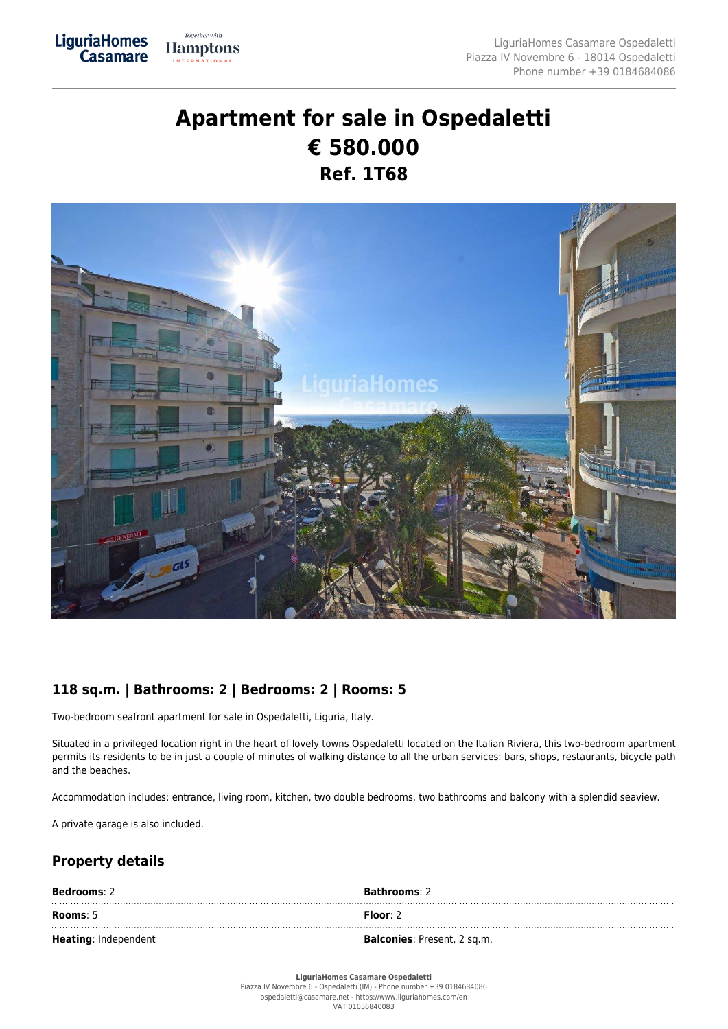# Apartment for sale in Ospedaletti

## € 580.000

### Ref. 1T68

## 118 sq.m. | Bathrooms: 2 | Bedrooms: 2 | Rooms: 5

Two-bedroom seafront apartment for sale in Ospedaletti, Liguria, Italy.

Situated in a privileged location right in the heart of lovely towns Ospedaletti located on the Italian Riviera, this two-bedroom apartment permits its residents to be in just a couple of minutes of walking distance to all the urban services: bars, shops, restaurants, bicycle path and the beaches.

Accommodation includes: entrance, living room, kitchen, two double bedrooms, two bathrooms and balcony with a splendid seaview.

A private garage is also included.

## Property details

| | |
|---|---|
| **Bedrooms**: 2 | **Bathrooms**: 2 |
| **Rooms**: 5 | **Floor**: 2 |
| **Heating**: Independent | **Balconies**: Present, 2 sq.m. |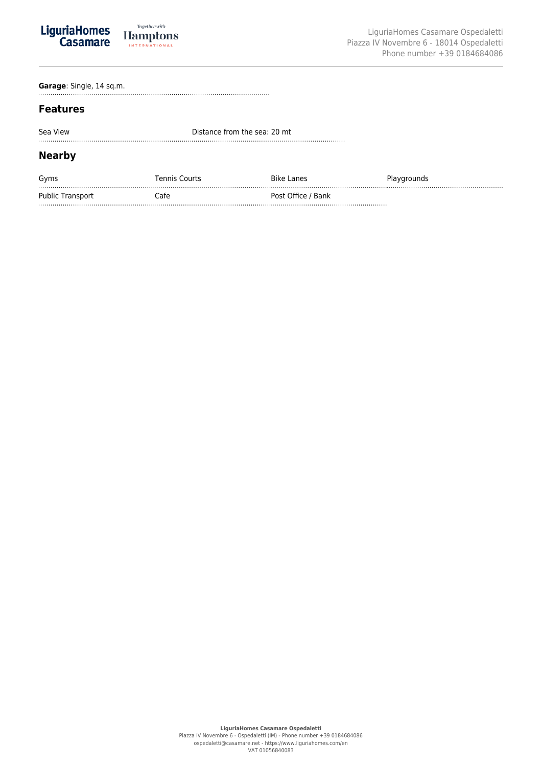**Garage**: Single, 14 sq.m.

## Features

| | |
|---|---|
| Sea View | Distance from the sea: 20 mt |

## Nearby

| | | | |
|---|---|---|---|
| Gyms | Tennis Courts | Bike Lanes | Playgrounds |
| Public Transport | Cafe | Post Office / Bank | |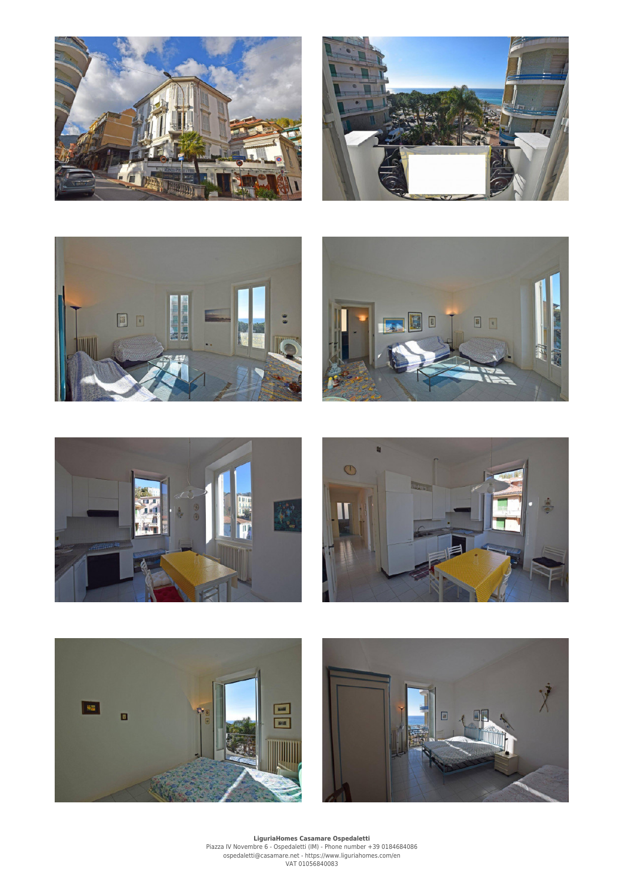**LiguriaHomes Casamare Ospedaletti**
Piazza IV Novembre 6 - Ospedaletti (IM) - Phone number +39 0184684086
ospedaletti@casamare.net - https://www.liguriahomes.com/en
VAT 01056840083